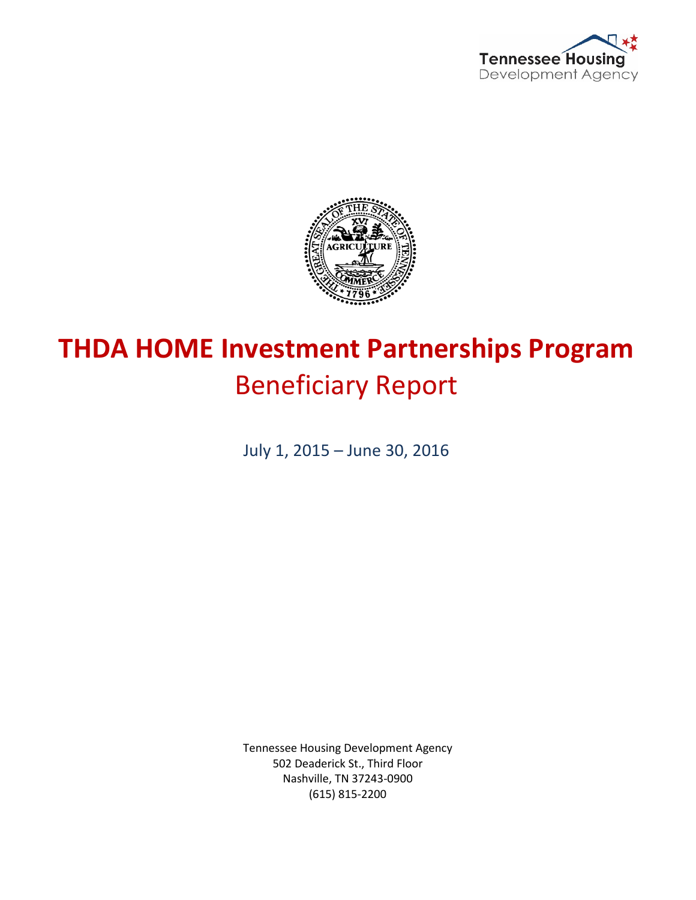# THDA HOME Investment Partnerships Program

## Beneficiary Report

July 1, 2015 – June 30, 2016

Tennessee Housing Development Agency
502 Deaderick St., Third Floor
Nashville, TN 37243-0900
(615) 815-2200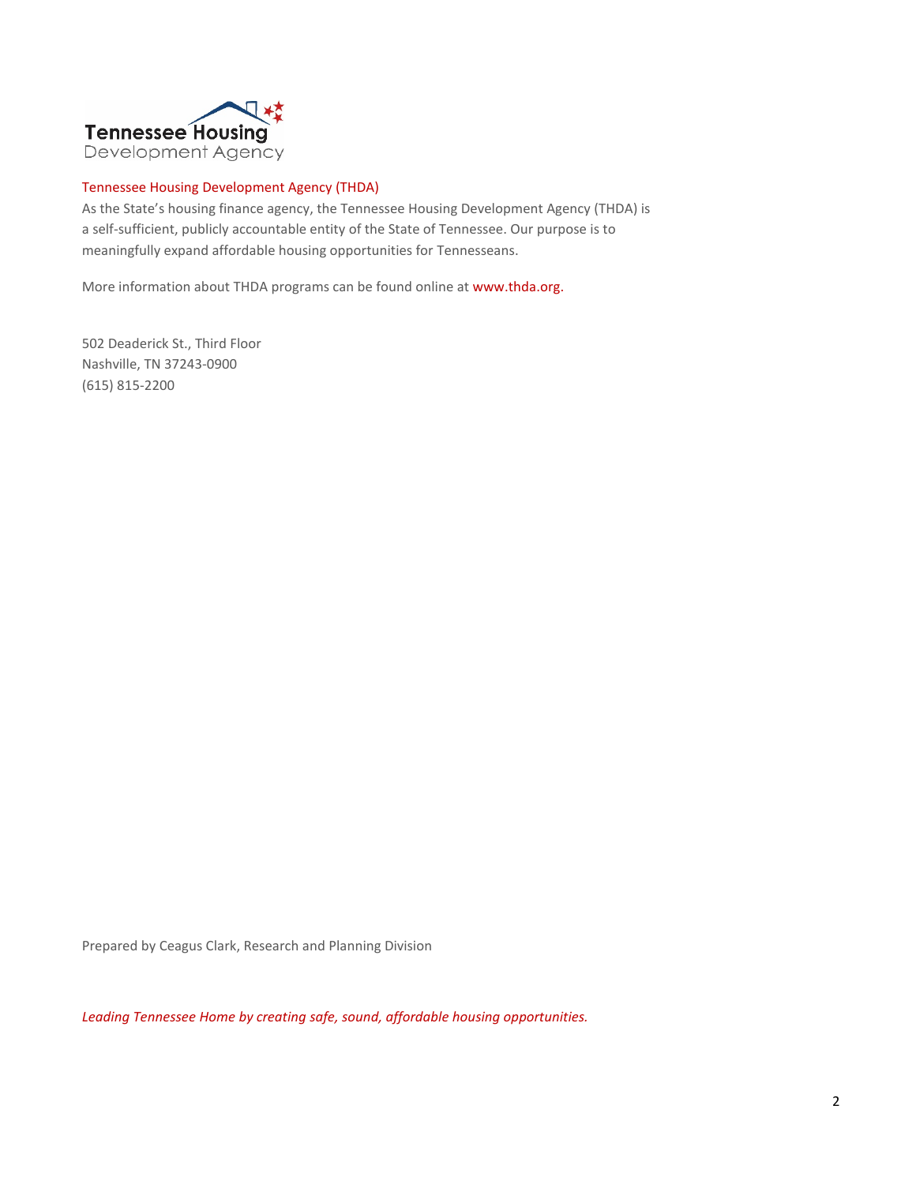Tennessee Housing Development Agency

Tennessee Housing Development Agency (THDA)

As the State's housing finance agency, the Tennessee Housing Development Agency (THDA) is a self-sufficient, publicly accountable entity of the State of Tennessee. Our purpose is to meaningfully expand affordable housing opportunities for Tennesseans.

More information about THDA programs can be found online at www.thda.org.

502 Deaderick St., Third Floor
Nashville, TN 37243-0900
(615) 815-2200

Prepared by Ceagus Clark, Research and Planning Division

*Leading Tennessee Home by creating safe, sound, affordable housing opportunities.*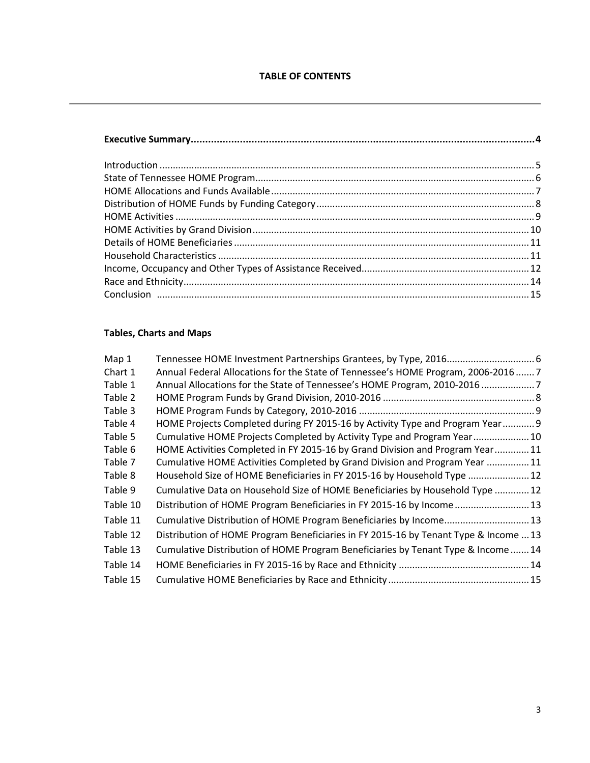# TABLE OF CONTENTS

| | |
|---|---|
| **Executive Summary** | **4** |
| Introduction | 5 |
| State of Tennessee HOME Program | 6 |
| HOME Allocations and Funds Available | 7 |
| Distribution of HOME Funds by Funding Category | 8 |
| HOME Activities | 9 |
| HOME Activities by Grand Division | 10 |
| Details of HOME Beneficiaries | 11 |
| Household Characteristics | 11 |
| Income, Occupancy and Other Types of Assistance Received | 12 |
| Race and Ethnicity | 14 |
| Conclusion | 15 |

**Tables, Charts and Maps**

| | | |
|---|---|---|
| Map 1 | Tennessee HOME Investment Partnerships Grantees, by Type, 2016 | 6 |
| Chart 1 | Annual Federal Allocations for the State of Tennessee's HOME Program, 2006-2016 | 7 |
| Table 1 | Annual Allocations for the State of Tennessee's HOME Program, 2010-2016 | 7 |
| Table 2 | HOME Program Funds by Grand Division, 2010-2016 | 8 |
| Table 3 | HOME Program Funds by Category, 2010-2016 | 9 |
| Table 4 | HOME Projects Completed during FY 2015-16 by Activity Type and Program Year | 9 |
| Table 5 | Cumulative HOME Projects Completed by Activity Type and Program Year | 10 |
| Table 6 | HOME Activities Completed in FY 2015-16 by Grand Division and Program Year | 11 |
| Table 7 | Cumulative HOME Activities Completed by Grand Division and Program Year | 11 |
| Table 8 | Household Size of HOME Beneficiaries in FY 2015-16 by Household Type | 12 |
| Table 9 | Cumulative Data on Household Size of HOME Beneficiaries by Household Type | 12 |
| Table 10 | Distribution of HOME Program Beneficiaries in FY 2015-16 by Income | 13 |
| Table 11 | Cumulative Distribution of HOME Program Beneficiaries by Income | 13 |
| Table 12 | Distribution of HOME Program Beneficiaries in FY 2015-16 by Tenant Type & Income | 13 |
| Table 13 | Cumulative Distribution of HOME Program Beneficiaries by Tenant Type & Income | 14 |
| Table 14 | HOME Beneficiaries in FY 2015-16 by Race and Ethnicity | 14 |
| Table 15 | Cumulative HOME Beneficiaries by Race and Ethnicity | 15 |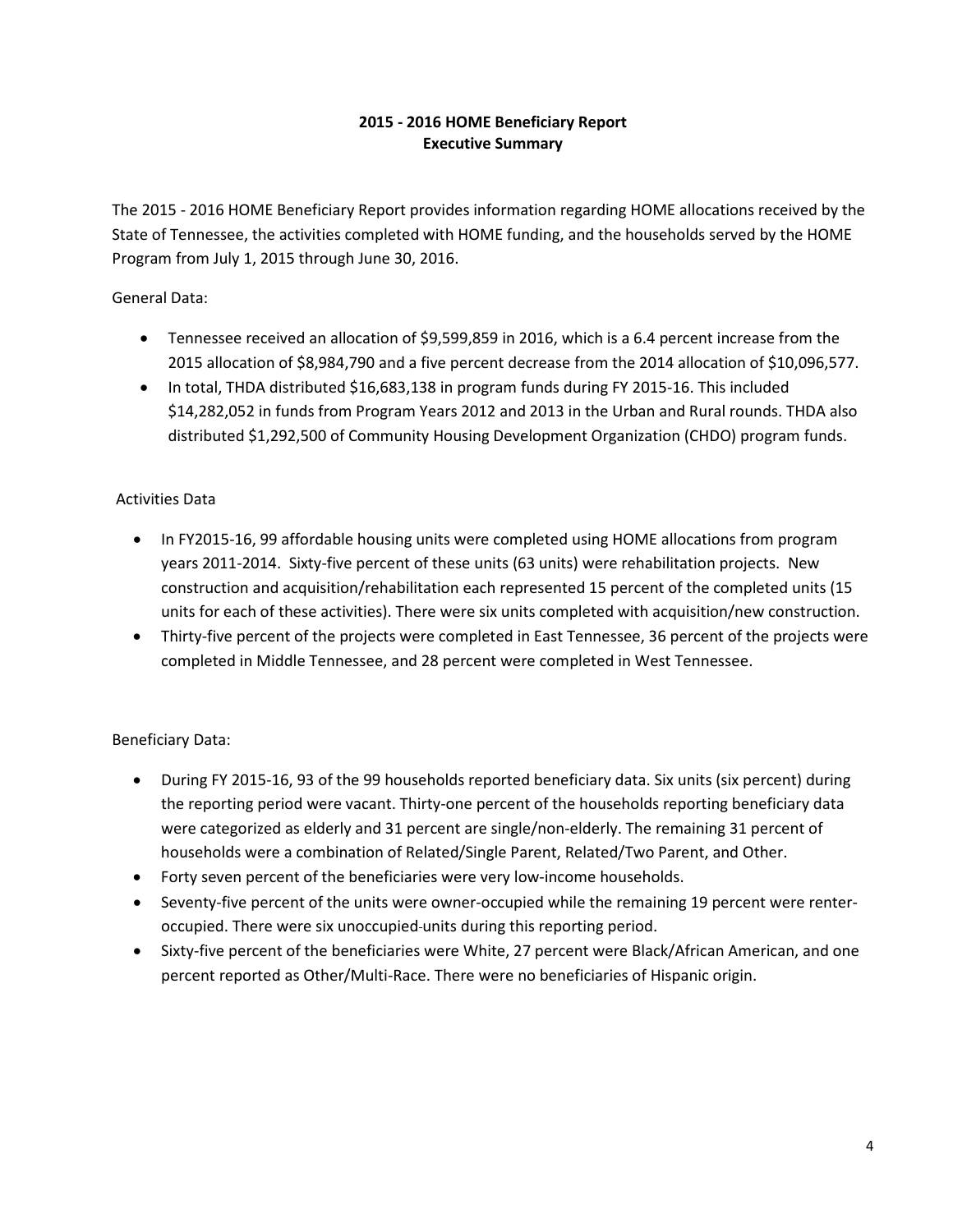# 2015 - 2016 HOME Beneficiary Report
## Executive Summary

The 2015 - 2016 HOME Beneficiary Report provides information regarding HOME allocations received by the State of Tennessee, the activities completed with HOME funding, and the households served by the HOME Program from July 1, 2015 through June 30, 2016.

General Data:

- Tennessee received an allocation of $9,599,859 in 2016, which is a 6.4 percent increase from the 2015 allocation of $8,984,790 and a five percent decrease from the 2014 allocation of $10,096,577.
- In total, THDA distributed $16,683,138 in program funds during FY 2015-16. This included $14,282,052 in funds from Program Years 2012 and 2013 in the Urban and Rural rounds. THDA also distributed $1,292,500 of Community Housing Development Organization (CHDO) program funds.

Activities Data

- In FY2015-16, 99 affordable housing units were completed using HOME allocations from program years 2011-2014. Sixty-five percent of these units (63 units) were rehabilitation projects. New construction and acquisition/rehabilitation each represented 15 percent of the completed units (15 units for each of these activities). There were six units completed with acquisition/new construction.
- Thirty-five percent of the projects were completed in East Tennessee, 36 percent of the projects were completed in Middle Tennessee, and 28 percent were completed in West Tennessee.

Beneficiary Data:

- During FY 2015-16, 93 of the 99 households reported beneficiary data. Six units (six percent) during the reporting period were vacant. Thirty-one percent of the households reporting beneficiary data were categorized as elderly and 31 percent are single/non-elderly. The remaining 31 percent of households were a combination of Related/Single Parent, Related/Two Parent, and Other.
- Forty seven percent of the beneficiaries were very low-income households.
- Seventy-five percent of the units were owner-occupied while the remaining 19 percent were renter-occupied. There were six unoccupied units during this reporting period.
- Sixty-five percent of the beneficiaries were White, 27 percent were Black/African American, and one percent reported as Other/Multi-Race. There were no beneficiaries of Hispanic origin.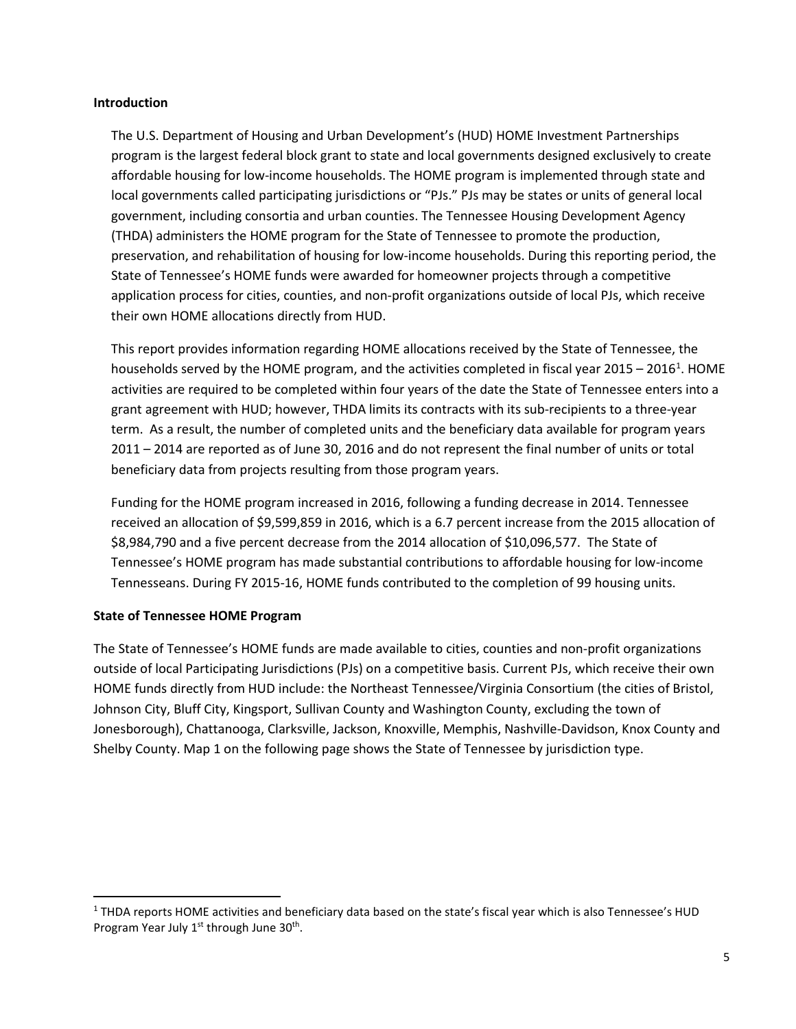## Introduction

The U.S. Department of Housing and Urban Development's (HUD) HOME Investment Partnerships program is the largest federal block grant to state and local governments designed exclusively to create affordable housing for low-income households. The HOME program is implemented through state and local governments called participating jurisdictions or "PJs." PJs may be states or units of general local government, including consortia and urban counties. The Tennessee Housing Development Agency (THDA) administers the HOME program for the State of Tennessee to promote the production, preservation, and rehabilitation of housing for low-income households. During this reporting period, the State of Tennessee's HOME funds were awarded for homeowner projects through a competitive application process for cities, counties, and non-profit organizations outside of local PJs, which receive their own HOME allocations directly from HUD.

This report provides information regarding HOME allocations received by the State of Tennessee, the households served by the HOME program, and the activities completed in fiscal year 2015 – 2016[1]. HOME activities are required to be completed within four years of the date the State of Tennessee enters into a grant agreement with HUD; however, THDA limits its contracts with its sub-recipients to a three-year term. As a result, the number of completed units and the beneficiary data available for program years 2011 – 2014 are reported as of June 30, 2016 and do not represent the final number of units or total beneficiary data from projects resulting from those program years.

Funding for the HOME program increased in 2016, following a funding decrease in 2014. Tennessee received an allocation of $9,599,859 in 2016, which is a 6.7 percent increase from the 2015 allocation of $8,984,790 and a five percent decrease from the 2014 allocation of $10,096,577. The State of Tennessee's HOME program has made substantial contributions to affordable housing for low-income Tennesseans. During FY 2015-16, HOME funds contributed to the completion of 99 housing units.

## State of Tennessee HOME Program

The State of Tennessee's HOME funds are made available to cities, counties and non-profit organizations outside of local Participating Jurisdictions (PJs) on a competitive basis. Current PJs, which receive their own HOME funds directly from HUD include: the Northeast Tennessee/Virginia Consortium (the cities of Bristol, Johnson City, Bluff City, Kingsport, Sullivan County and Washington County, excluding the town of Jonesborough), Chattanooga, Clarksville, Jackson, Knoxville, Memphis, Nashville-Davidson, Knox County and Shelby County. Map 1 on the following page shows the State of Tennessee by jurisdiction type.

[1] THDA reports HOME activities and beneficiary data based on the state's fiscal year which is also Tennessee's HUD Program Year July 1st through June 30th.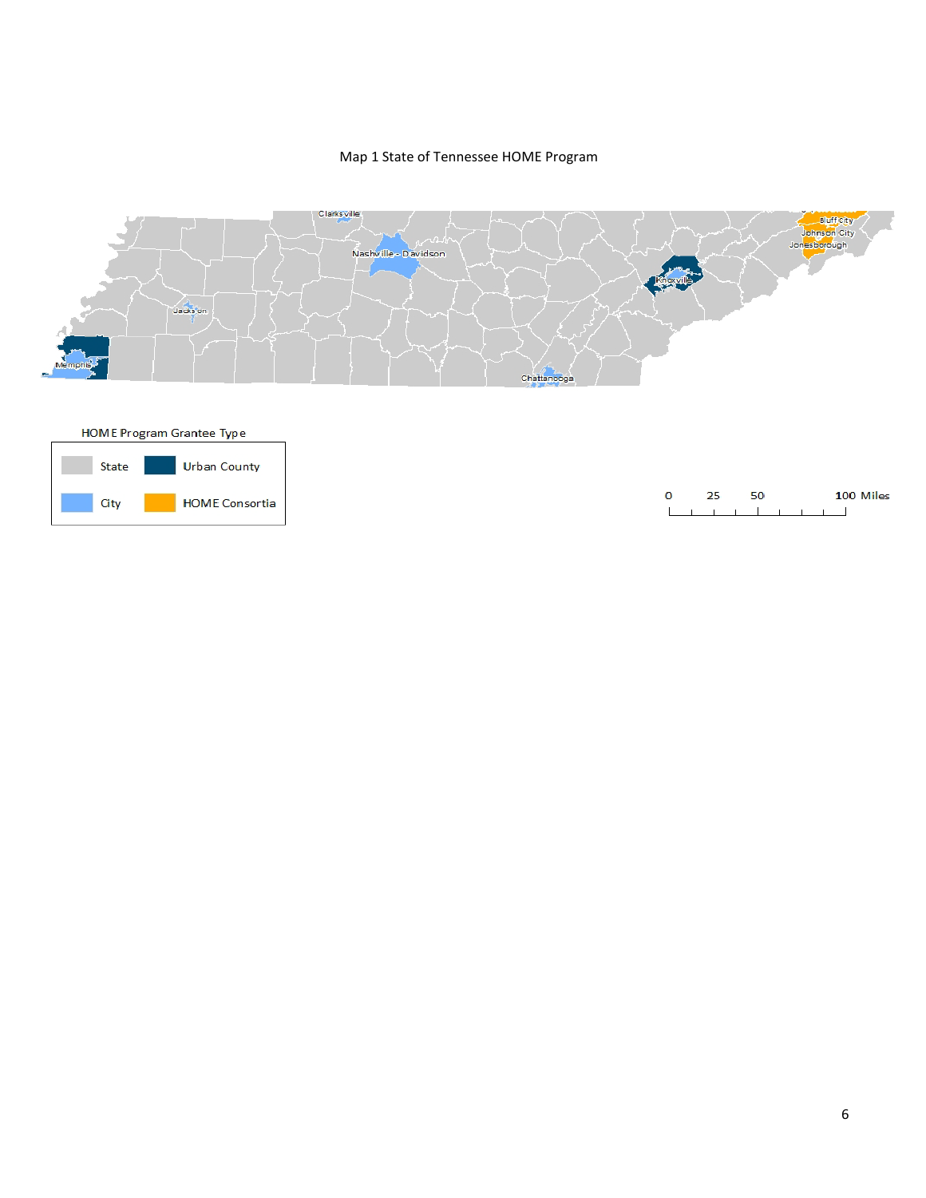Map 1 State of Tennessee HOME Program

Clarksville

Nashville - Davidson

Bluff City

Johnson City

Jonesborough

Knoxville

Jackson

Memphis

Chattanooga

HOME Program Grantee Type

State

Urban County

City

HOME Consortia

0 25 50 100 Miles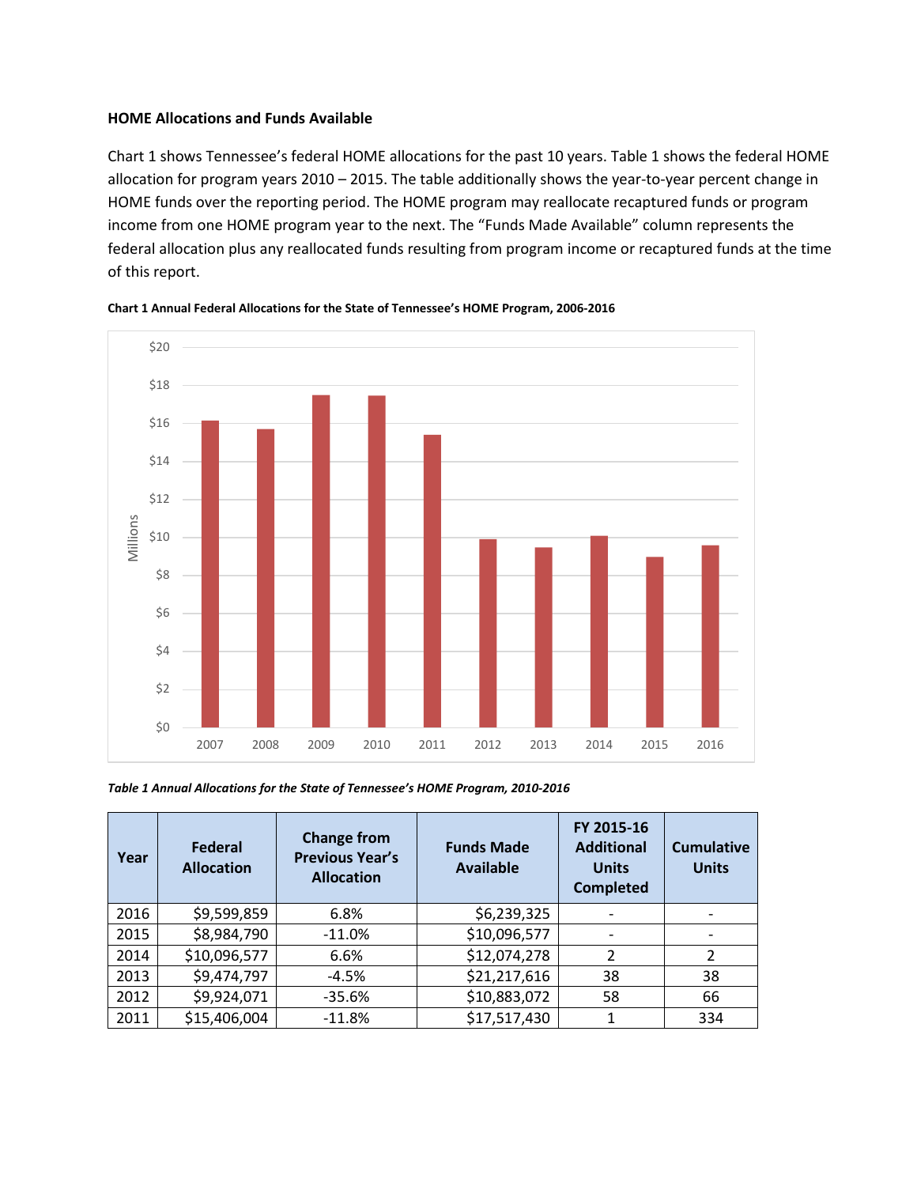**HOME Allocations and Funds Available**

Chart 1 shows Tennessee's federal HOME allocations for the past 10 years. Table 1 shows the federal HOME allocation for program years 2010 – 2015. The table additionally shows the year-to-year percent change in HOME funds over the reporting period. The HOME program may reallocate recaptured funds or program income from one HOME program year to the next. The "Funds Made Available" column represents the federal allocation plus any reallocated funds resulting from program income or recaptured funds at the time of this report.

**Chart 1 Annual Federal Allocations for the State of Tennessee's HOME Program, 2006-2016**

Millions

$20
$18
$16
$14
$12
$10
$8
$6
$4
$2
$0

2007 2008 2009 2010 2011 2012 2013 2014 2015 2016

***Table 1 Annual Allocations for the State of Tennessee's HOME Program, 2010-2016***

| Year | Federal Allocation | Change from Previous Year's Allocation | Funds Made Available | FY 2015-16 Additional Units Completed | Cumulative Units |
|---|---|---|---|---|---|
| 2016 | $9,599,859 | 6.8% | $6,239,325 | - | - |
| 2015 | $8,984,790 | -11.0% | $10,096,577 | - | - |
| 2014 | $10,096,577 | 6.6% | $12,074,278 | 2 | 2 |
| 2013 | $9,474,797 | -4.5% | $21,217,616 | 38 | 38 |
| 2012 | $9,924,071 | -35.6% | $10,883,072 | 58 | 66 |
| 2011 | $15,406,004 | -11.8% | $17,517,430 | 1 | 334 |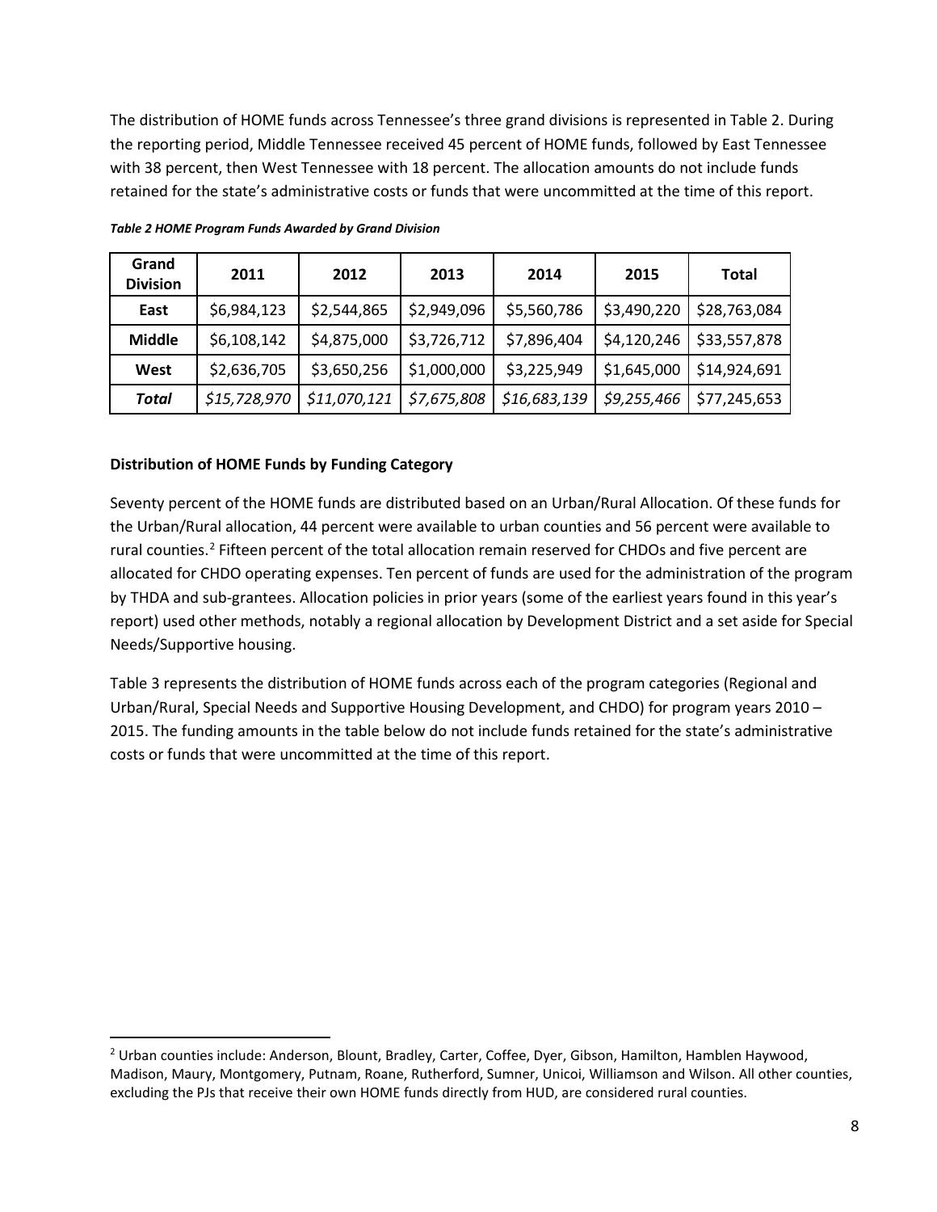The distribution of HOME funds across Tennessee's three grand divisions is represented in Table 2. During the reporting period, Middle Tennessee received 45 percent of HOME funds, followed by East Tennessee with 38 percent, then West Tennessee with 18 percent. The allocation amounts do not include funds retained for the state's administrative costs or funds that were uncommitted at the time of this report.

***Table 2 HOME Program Funds Awarded by Grand Division***

| Grand Division | 2011 | 2012 | 2013 | 2014 | 2015 | Total |
|---|---|---|---|---|---|---|
| **East** | $6,984,123 | $2,544,865 | $2,949,096 | $5,560,786 | $3,490,220 | $28,763,084 |
| **Middle** | $6,108,142 | $4,875,000 | $3,726,712 | $7,896,404 | $4,120,246 | $33,557,878 |
| **West** | $2,636,705 | $3,650,256 | $1,000,000 | $3,225,949 | $1,645,000 | $14,924,691 |
| ***Total*** | *$15,728,970* | *$11,070,121* | *$7,675,808* | *$16,683,139* | *$9,255,466* | $77,245,653 |

**Distribution of HOME Funds by Funding Category**

Seventy percent of the HOME funds are distributed based on an Urban/Rural Allocation. Of these funds for the Urban/Rural allocation, 44 percent were available to urban counties and 56 percent were available to rural counties.[2] Fifteen percent of the total allocation remain reserved for CHDOs and five percent are allocated for CHDO operating expenses. Ten percent of funds are used for the administration of the program by THDA and sub-grantees. Allocation policies in prior years (some of the earliest years found in this year's report) used other methods, notably a regional allocation by Development District and a set aside for Special Needs/Supportive housing.

Table 3 represents the distribution of HOME funds across each of the program categories (Regional and Urban/Rural, Special Needs and Supportive Housing Development, and CHDO) for program years 2010 – 2015. The funding amounts in the table below do not include funds retained for the state's administrative costs or funds that were uncommitted at the time of this report.

[2] Urban counties include: Anderson, Blount, Bradley, Carter, Coffee, Dyer, Gibson, Hamilton, Hamblen Haywood, Madison, Maury, Montgomery, Putnam, Roane, Rutherford, Sumner, Unicoi, Williamson and Wilson. All other counties, excluding the PJs that receive their own HOME funds directly from HUD, are considered rural counties.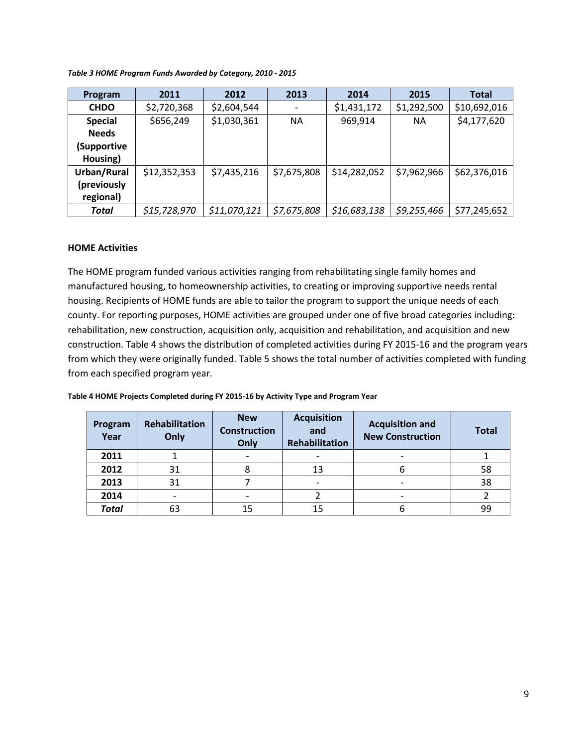*Table 3 HOME Program Funds Awarded by Category, 2010 - 2015*

| Program | 2011 | 2012 | 2013 | 2014 | 2015 | Total |
|---|---|---|---|---|---|---|
| **CHDO** | $2,720,368 | $2,604,544 | - | $1,431,172 | $1,292,500 | $10,692,016 |
| **Special Needs (Supportive Housing)** | $656,249 | $1,030,361 | NA | 969,914 | NA | $4,177,620 |
| **Urban/Rural (previously regional)** | $12,352,353 | $7,435,216 | $7,675,808 | $14,282,052 | $7,962,966 | $62,376,016 |
| ***Total*** | *$15,728,970* | *$11,070,121* | *$7,675,808* | *$16,683,138* | *$9,255,466* | $77,245,652 |

### HOME Activities

The HOME program funded various activities ranging from rehabilitating single family homes and manufactured housing, to homeownership activities, to creating or improving supportive needs rental housing. Recipients of HOME funds are able to tailor the program to support the unique needs of each county. For reporting purposes, HOME activities are grouped under one of five broad categories including: rehabilitation, new construction, acquisition only, acquisition and rehabilitation, and acquisition and new construction. Table 4 shows the distribution of completed activities during FY 2015-16 and the program years from which they were originally funded. Table 5 shows the total number of activities completed with funding from each specified program year.

**Table 4 HOME Projects Completed during FY 2015-16 by Activity Type and Program Year**

| Program Year | Rehabilitation Only | New Construction Only | Acquisition and Rehabilitation | Acquisition and New Construction | Total |
|---|---|---|---|---|---|
| **2011** | 1 | - | - | - | 1 |
| **2012** | 31 | 8 | 13 | 6 | 58 |
| **2013** | 31 | 7 | - | - | 38 |
| **2014** | - | - | 2 | - | 2 |
| ***Total*** | 63 | 15 | 15 | 6 | 99 |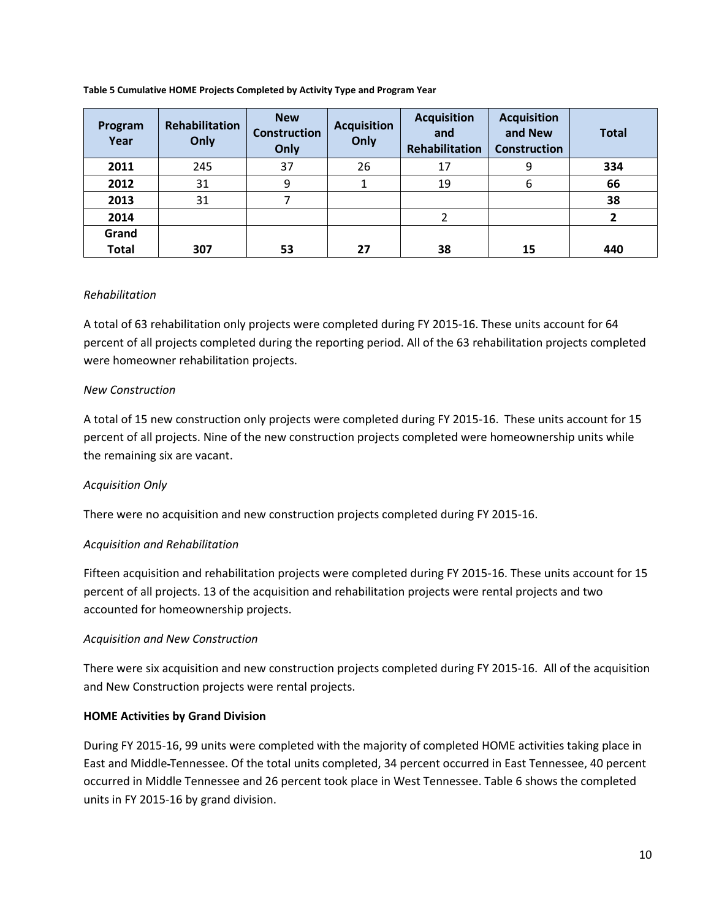**Table 5 Cumulative HOME Projects Completed by Activity Type and Program Year**

| Program Year | Rehabilitation Only | New Construction Only | Acquisition Only | Acquisition and Rehabilitation | Acquisition and New Construction | Total |
|---|---|---|---|---|---|---|
| **2011** | 245 | 37 | 26 | 17 | 9 | **334** |
| **2012** | 31 | 9 | 1 | 19 | 6 | **66** |
| **2013** | 31 | 7 | | | | **38** |
| **2014** | | | | 2 | | **2** |
| **Grand Total** | **307** | **53** | **27** | **38** | **15** | **440** |

*Rehabilitation*

A total of 63 rehabilitation only projects were completed during FY 2015-16. These units account for 64 percent of all projects completed during the reporting period. All of the 63 rehabilitation projects completed were homeowner rehabilitation projects.

*New Construction*

A total of 15 new construction only projects were completed during FY 2015-16. These units account for 15 percent of all projects. Nine of the new construction projects completed were homeownership units while the remaining six are vacant.

*Acquisition Only*

There were no acquisition and new construction projects completed during FY 2015-16.

*Acquisition and Rehabilitation*

Fifteen acquisition and rehabilitation projects were completed during FY 2015-16. These units account for 15 percent of all projects. 13 of the acquisition and rehabilitation projects were rental projects and two accounted for homeownership projects.

*Acquisition and New Construction*

There were six acquisition and new construction projects completed during FY 2015-16. All of the acquisition and New Construction projects were rental projects.

**HOME Activities by Grand Division**

During FY 2015-16, 99 units were completed with the majority of completed HOME activities taking place in East and Middle-Tennessee. Of the total units completed, 34 percent occurred in East Tennessee, 40 percent occurred in Middle Tennessee and 26 percent took place in West Tennessee. Table 6 shows the completed units in FY 2015-16 by grand division.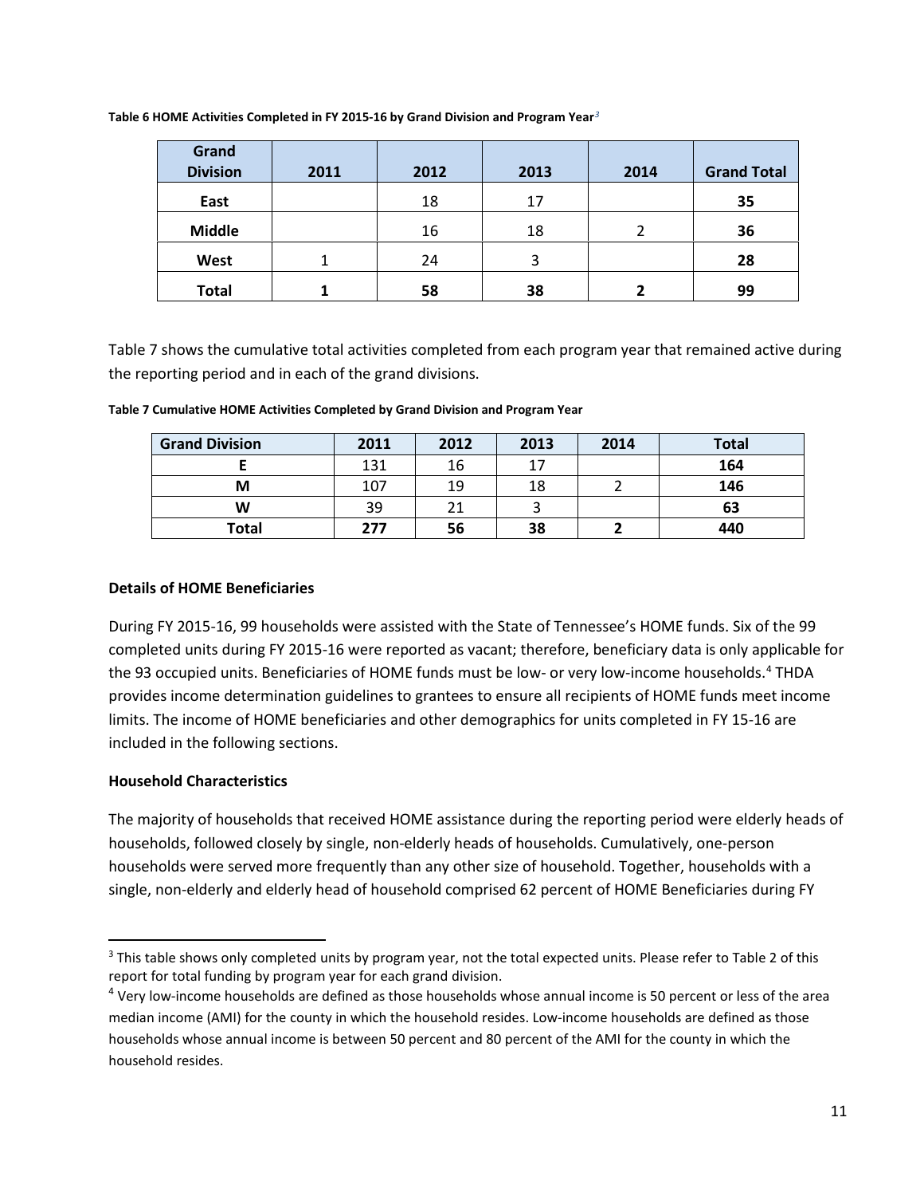**Table 6 HOME Activities Completed in FY 2015-16 by Grand Division and Program Year**[3]

| Grand Division | 2011 | 2012 | 2013 | 2014 | Grand Total |
|---|---|---|---|---|---|
| **East** | | 18 | 17 | | **35** |
| **Middle** | | 16 | 18 | 2 | **36** |
| **West** | 1 | 24 | 3 | | **28** |
| **Total** | **1** | **58** | **38** | **2** | **99** |

Table 7 shows the cumulative total activities completed from each program year that remained active during the reporting period and in each of the grand divisions.

**Table 7 Cumulative HOME Activities Completed by Grand Division and Program Year**

| Grand Division | 2011 | 2012 | 2013 | 2014 | Total |
|---|---|---|---|---|---|
| **E** | 131 | 16 | 17 | | **164** |
| **M** | 107 | 19 | 18 | 2 | **146** |
| **W** | 39 | 21 | 3 | | **63** |
| **Total** | **277** | **56** | **38** | **2** | **440** |

**Details of HOME Beneficiaries**

During FY 2015-16, 99 households were assisted with the State of Tennessee's HOME funds. Six of the 99 completed units during FY 2015-16 were reported as vacant; therefore, beneficiary data is only applicable for the 93 occupied units. Beneficiaries of HOME funds must be low- or very low-income households.[4] THDA provides income determination guidelines to grantees to ensure all recipients of HOME funds meet income limits. The income of HOME beneficiaries and other demographics for units completed in FY 15-16 are included in the following sections.

**Household Characteristics**

The majority of households that received HOME assistance during the reporting period were elderly heads of households, followed closely by single, non-elderly heads of households. Cumulatively, one-person households were served more frequently than any other size of household. Together, households with a single, non-elderly and elderly head of household comprised 62 percent of HOME Beneficiaries during FY

[3] This table shows only completed units by program year, not the total expected units. Please refer to Table 2 of this report for total funding by program year for each grand division.

[4] Very low-income households are defined as those households whose annual income is 50 percent or less of the area median income (AMI) for the county in which the household resides. Low-income households are defined as those households whose annual income is between 50 percent and 80 percent of the AMI for the county in which the household resides.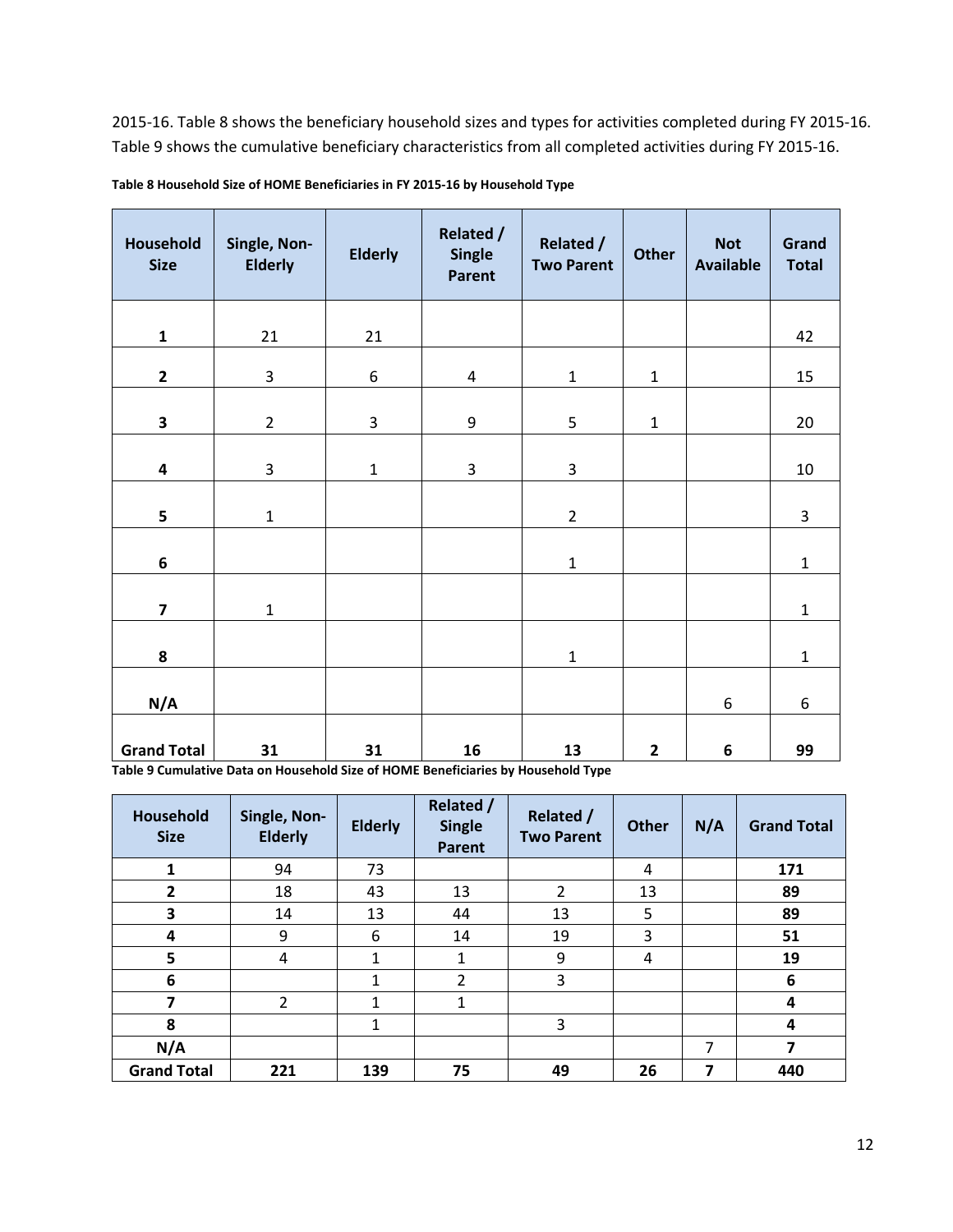2015-16. Table 8 shows the beneficiary household sizes and types for activities completed during FY 2015-16. Table 9 shows the cumulative beneficiary characteristics from all completed activities during FY 2015-16.

**Table 8 Household Size of HOME Beneficiaries in FY 2015-16 by Household Type**

| Household Size | Single, Non-Elderly | Elderly | Related / Single Parent | Related / Two Parent | Other | Not Available | Grand Total |
|---|---|---|---|---|---|---|---|
| **1** | 21 | 21 | | | | | 42 |
| **2** | 3 | 6 | 4 | 1 | 1 | | 15 |
| **3** | 2 | 3 | 9 | 5 | 1 | | 20 |
| **4** | 3 | 1 | 3 | 3 | | | 10 |
| **5** | 1 | | | 2 | | | 3 |
| **6** | | | | 1 | | | 1 |
| **7** | 1 | | | | | | 1 |
| **8** | | | | 1 | | | 1 |
| **N/A** | | | | | | 6 | 6 |
| **Grand Total** | **31** | **31** | **16** | **13** | **2** | **6** | **99** |

**Table 9 Cumulative Data on Household Size of HOME Beneficiaries by Household Type**

| Household Size | Single, Non-Elderly | Elderly | Related / Single Parent | Related / Two Parent | Other | N/A | Grand Total |
|---|---|---|---|---|---|---|---|
| **1** | 94 | 73 | | | 4 | | **171** |
| **2** | 18 | 43 | 13 | 2 | 13 | | **89** |
| **3** | 14 | 13 | 44 | 13 | 5 | | **89** |
| **4** | 9 | 6 | 14 | 19 | 3 | | **51** |
| **5** | 4 | 1 | 1 | 9 | 4 | | **19** |
| **6** | | 1 | 2 | 3 | | | **6** |
| **7** | 2 | 1 | 1 | | | | **4** |
| **8** | | 1 | | 3 | | | **4** |
| **N/A** | | | | | | 7 | **7** |
| **Grand Total** | **221** | **139** | **75** | **49** | **26** | **7** | **440** |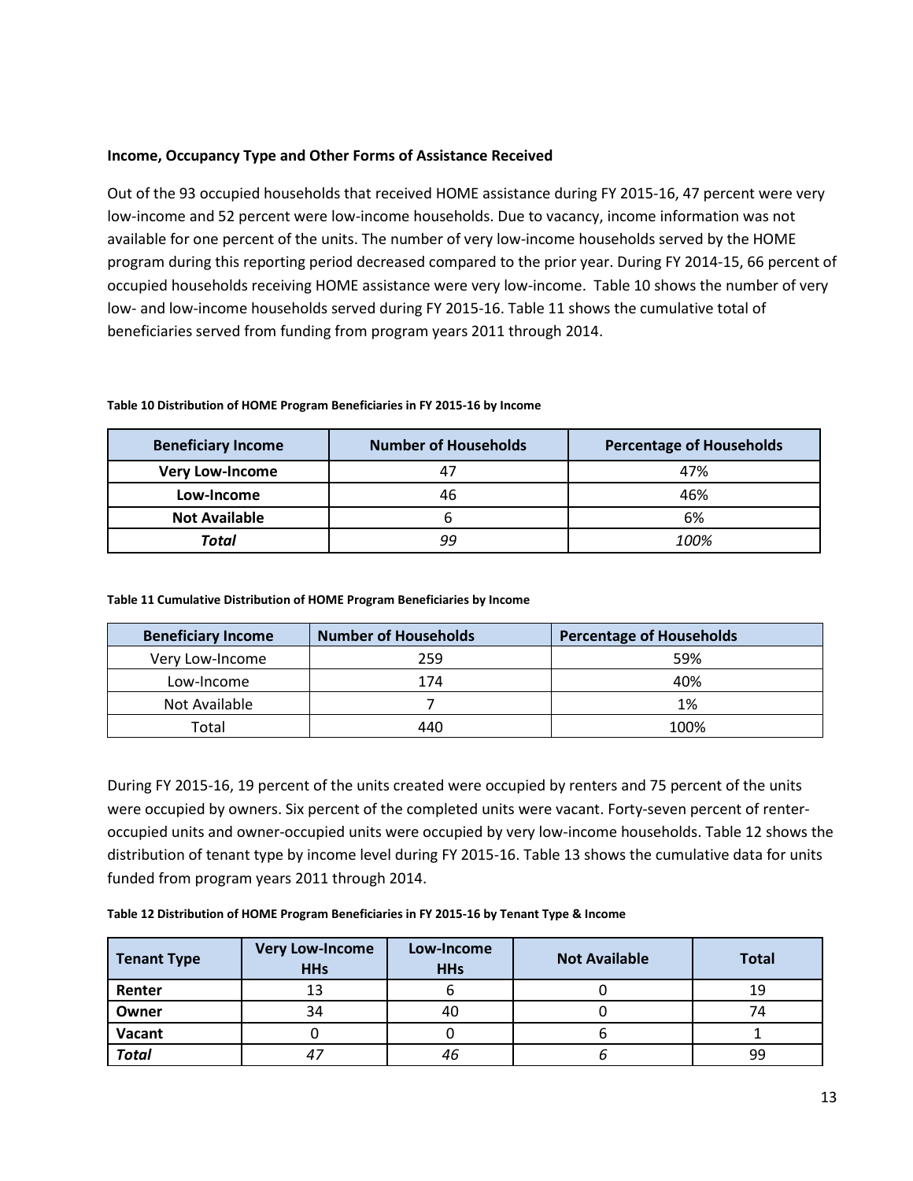**Income, Occupancy Type and Other Forms of Assistance Received**

Out of the 93 occupied households that received HOME assistance during FY 2015-16, 47 percent were very low-income and 52 percent were low-income households. Due to vacancy, income information was not available for one percent of the units. The number of very low-income households served by the HOME program during this reporting period decreased compared to the prior year. During FY 2014-15, 66 percent of occupied households receiving HOME assistance were very low-income. Table 10 shows the number of very low- and low-income households served during FY 2015-16. Table 11 shows the cumulative total of beneficiaries served from funding from program years 2011 through 2014.

**Table 10 Distribution of HOME Program Beneficiaries in FY 2015-16 by Income**

| Beneficiary Income | Number of Households | Percentage of Households |
|---|---|---|
| **Very Low-Income** | 47 | 47% |
| **Low-Income** | 46 | 46% |
| **Not Available** | 6 | 6% |
| ***Total*** | *99* | *100%* |

**Table 11 Cumulative Distribution of HOME Program Beneficiaries by Income**

| Beneficiary Income | Number of Households | Percentage of Households |
|---|---|---|
| Very Low-Income | 259 | 59% |
| Low-Income | 174 | 40% |
| Not Available | 7 | 1% |
| Total | 440 | 100% |

During FY 2015-16, 19 percent of the units created were occupied by renters and 75 percent of the units were occupied by owners. Six percent of the completed units were vacant. Forty-seven percent of renter-occupied units and owner-occupied units were occupied by very low-income households. Table 12 shows the distribution of tenant type by income level during FY 2015-16. Table 13 shows the cumulative data for units funded from program years 2011 through 2014.

**Table 12 Distribution of HOME Program Beneficiaries in FY 2015-16 by Tenant Type & Income**

| Tenant Type | Very Low-Income HHs | Low-Income HHs | Not Available | Total |
|---|---|---|---|---|
| **Renter** | 13 | 6 | 0 | 19 |
| **Owner** | 34 | 40 | 0 | 74 |
| **Vacant** | 0 | 0 | 6 | 1 |
| ***Total*** | *47* | *46* | *6* | 99 |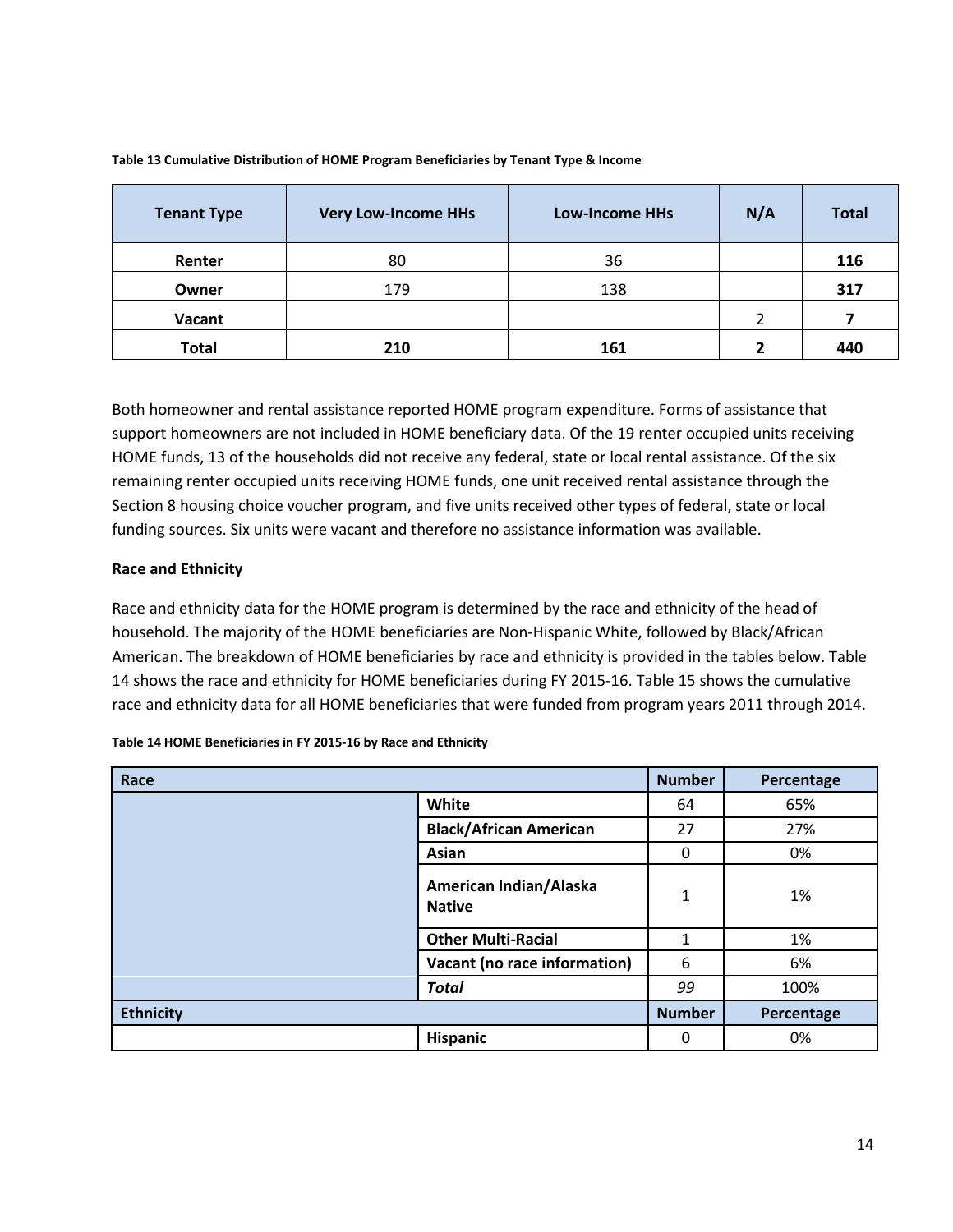**Table 13 Cumulative Distribution of HOME Program Beneficiaries by Tenant Type & Income**

| Tenant Type | Very Low-Income HHs | Low-Income HHs | N/A | Total |
|---|---|---|---|---|
| **Renter** | 80 | 36 | | **116** |
| **Owner** | 179 | 138 | | **317** |
| **Vacant** | | | 2 | **7** |
| **Total** | **210** | **161** | **2** | **440** |

Both homeowner and rental assistance reported HOME program expenditure. Forms of assistance that support homeowners are not included in HOME beneficiary data. Of the 19 renter occupied units receiving HOME funds, 13 of the households did not receive any federal, state or local rental assistance. Of the six remaining renter occupied units receiving HOME funds, one unit received rental assistance through the Section 8 housing choice voucher program, and five units received other types of federal, state or local funding sources. Six units were vacant and therefore no assistance information was available.

**Race and Ethnicity**

Race and ethnicity data for the HOME program is determined by the race and ethnicity of the head of household. The majority of the HOME beneficiaries are Non-Hispanic White, followed by Black/African American. The breakdown of HOME beneficiaries by race and ethnicity is provided in the tables below. Table 14 shows the race and ethnicity for HOME beneficiaries during FY 2015-16. Table 15 shows the cumulative race and ethnicity data for all HOME beneficiaries that were funded from program years 2011 through 2014.

**Table 14 HOME Beneficiaries in FY 2015-16 by Race and Ethnicity**

| Race | | Number | Percentage |
|---|---|---|---|
| | **White** | 64 | 65% |
| | **Black/African American** | 27 | 27% |
| | **Asian** | 0 | 0% |
| | **American Indian/Alaska Native** | 1 | 1% |
| | **Other Multi-Racial** | 1 | 1% |
| | **Vacant (no race information)** | 6 | 6% |
| | ***Total*** | *99* | 100% |
| **Ethnicity** | | **Number** | **Percentage** |
| | **Hispanic** | 0 | 0% |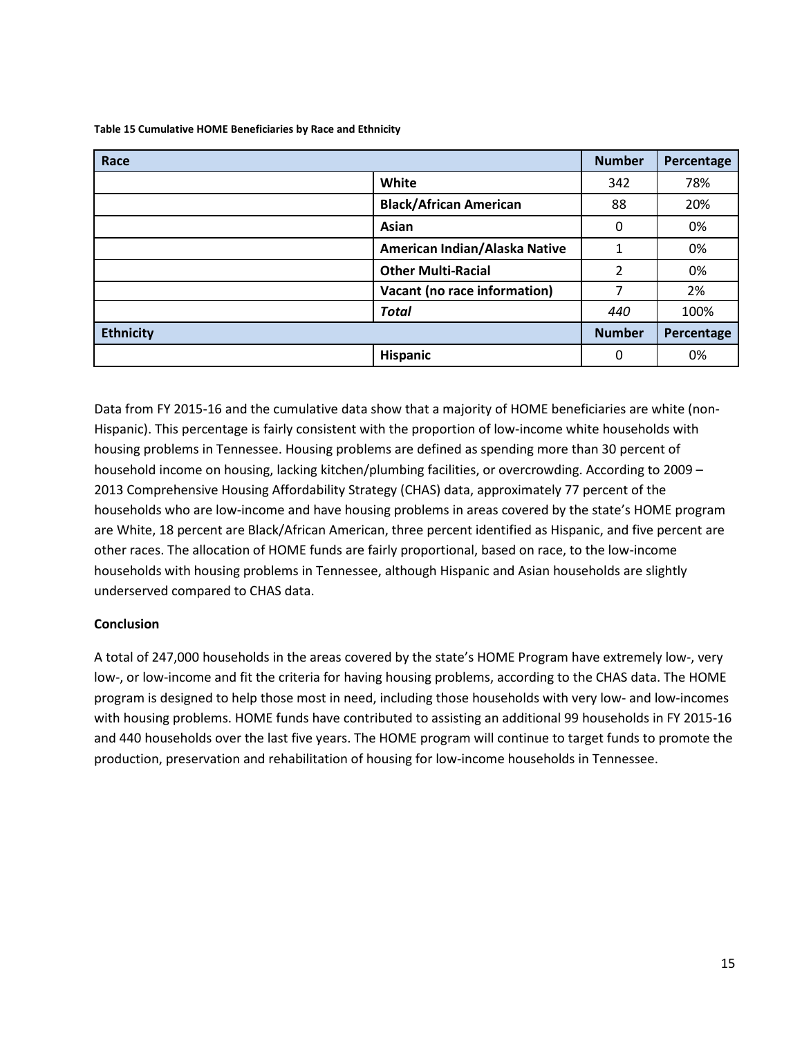**Table 15 Cumulative HOME Beneficiaries by Race and Ethnicity**

| Race | | Number | Percentage |
|---|---|---|---|
| | **White** | 342 | 78% |
| | **Black/African American** | 88 | 20% |
| | **Asian** | 0 | 0% |
| | **American Indian/Alaska Native** | 1 | 0% |
| | **Other Multi-Racial** | 2 | 0% |
| | **Vacant (no race information)** | 7 | 2% |
| | ***Total*** | *440* | 100% |
| **Ethnicity** | | **Number** | **Percentage** |
| | **Hispanic** | 0 | 0% |

Data from FY 2015-16 and the cumulative data show that a majority of HOME beneficiaries are white (non-Hispanic). This percentage is fairly consistent with the proportion of low-income white households with housing problems in Tennessee. Housing problems are defined as spending more than 30 percent of household income on housing, lacking kitchen/plumbing facilities, or overcrowding. According to 2009 – 2013 Comprehensive Housing Affordability Strategy (CHAS) data, approximately 77 percent of the households who are low-income and have housing problems in areas covered by the state's HOME program are White, 18 percent are Black/African American, three percent identified as Hispanic, and five percent are other races. The allocation of HOME funds are fairly proportional, based on race, to the low-income households with housing problems in Tennessee, although Hispanic and Asian households are slightly underserved compared to CHAS data.

**Conclusion**

A total of 247,000 households in the areas covered by the state's HOME Program have extremely low-, very low-, or low-income and fit the criteria for having housing problems, according to the CHAS data. The HOME program is designed to help those most in need, including those households with very low- and low-incomes with housing problems. HOME funds have contributed to assisting an additional 99 households in FY 2015-16 and 440 households over the last five years. The HOME program will continue to target funds to promote the production, preservation and rehabilitation of housing for low-income households in Tennessee.